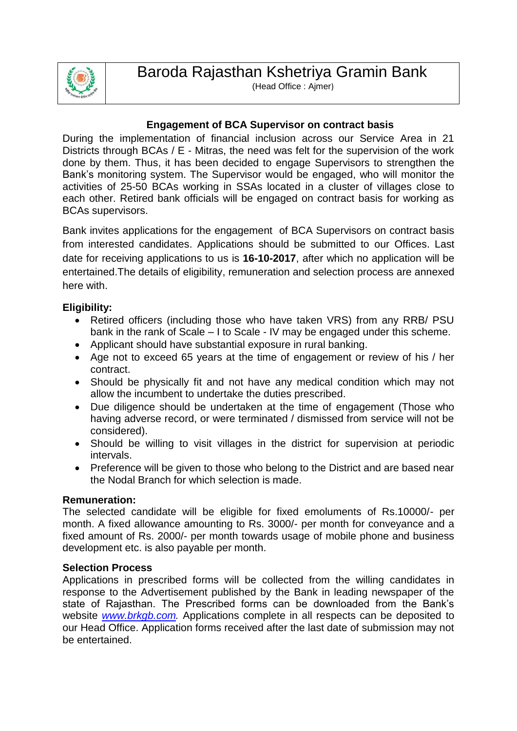# Baroda Rajasthan Kshetriya Gramin Bank

(Head Office : Ajmer)

## Engagement of BCA Supervisor on contract basis

During the implementation of financial inclusion across our Service Area in 21 Districts through BCAs / E - Mitras, the need was felt for the supervision of the work done by them. Thus, it has been decided to engage Supervisors to strengthen the Bank's monitoring system. The Supervisor would be engaged, who will monitor the activities of 25-50 BCAs working in SSAs located in a cluster of villages close to each other. Retired bank officials will be engaged on contract basis for working as BCAs supervisors.

Bank invites applications for the engagement of BCA Supervisors on contract basis from interested candidates. Applications should be submitted to our Offices. Last date for receiving applications to us is **16-10-2017**, after which no application will be entertained.The details of eligibility, remuneration and selection process are annexed here with.

### Eligibility:

- Retired officers (including those who have taken VRS) from any RRB/ PSU bank in the rank of Scale – I to Scale - IV may be engaged under this scheme.
- Applicant should have substantial exposure in rural banking.
- Age not to exceed 65 years at the time of engagement or review of his / her contract.
- Should be physically fit and not have any medical condition which may not allow the incumbent to undertake the duties prescribed.
- Due diligence should be undertaken at the time of engagement (Those who having adverse record, or were terminated / dismissed from service will not be considered).
- Should be willing to visit villages in the district for supervision at periodic intervals.
- Preference will be given to those who belong to the District and are based near the Nodal Branch for which selection is made.

### Remuneration:

The selected candidate will be eligible for fixed emoluments of Rs.10000/- per month. A fixed allowance amounting to Rs. 3000/- per month for conveyance and a fixed amount of Rs. 2000/- per month towards usage of mobile phone and business development etc. is also payable per month.

### Selection Process

Applications in prescribed forms will be collected from the willing candidates in response to the Advertisement published by the Bank in leading newspaper of the state of Rajasthan. The Prescribed forms can be downloaded from the Bank's website *www.brkgb.com*. Applications complete in all respects can be deposited to our Head Office. Application forms received after the last date of submission may not be entertained.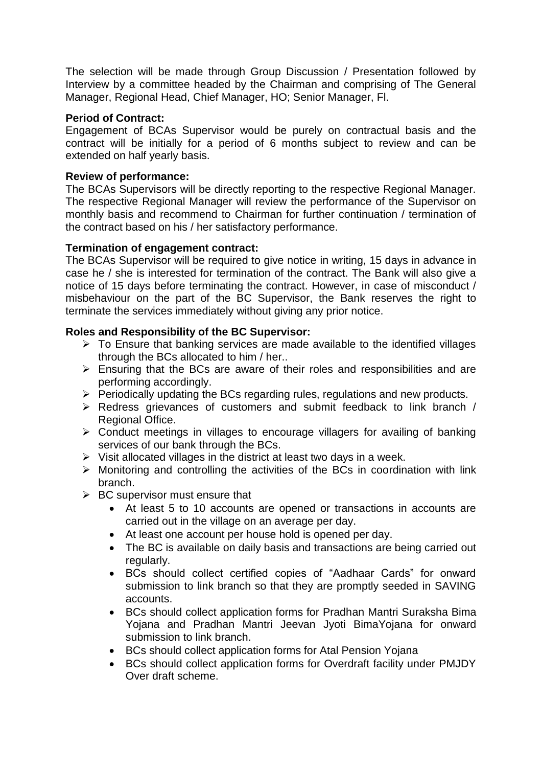The selection will be made through Group Discussion / Presentation followed by Interview by a committee headed by the Chairman and comprising of The General Manager, Regional Head, Chief Manager, HO; Senior Manager, FI.

**Period of Contract:**
Engagement of BCAs Supervisor would be purely on contractual basis and the contract will be initially for a period of 6 months subject to review and can be extended on half yearly basis.

**Review of performance:**
The BCAs Supervisors will be directly reporting to the respective Regional Manager. The respective Regional Manager will review the performance of the Supervisor on monthly basis and recommend to Chairman for further continuation / termination of the contract based on his / her satisfactory performance.

**Termination of engagement contract:**
The BCAs Supervisor will be required to give notice in writing, 15 days in advance in case he / she is interested for termination of the contract. The Bank will also give a notice of 15 days before terminating the contract. However, in case of misconduct / misbehaviour on the part of the BC Supervisor, the Bank reserves the right to terminate the services immediately without giving any prior notice.

**Roles and Responsibility of the BC Supervisor:**

- To Ensure that banking services are made available to the identified villages through the BCs allocated to him / her..
- Ensuring that the BCs are aware of their roles and responsibilities and are performing accordingly.
- Periodically updating the BCs regarding rules, regulations and new products.
- Redress grievances of customers and submit feedback to link branch / Regional Office.
- Conduct meetings in villages to encourage villagers for availing of banking services of our bank through the BCs.
- Visit allocated villages in the district at least two days in a week.
- Monitoring and controlling the activities of the BCs in coordination with link branch.
- BC supervisor must ensure that
  - At least 5 to 10 accounts are opened or transactions in accounts are carried out in the village on an average per day.
  - At least one account per house hold is opened per day.
  - The BC is available on daily basis and transactions are being carried out regularly.
  - BCs should collect certified copies of "Aadhaar Cards" for onward submission to link branch so that they are promptly seeded in SAVING accounts.
  - BCs should collect application forms for Pradhan Mantri Suraksha Bima Yojana and Pradhan Mantri Jeevan Jyoti BimaYojana for onward submission to link branch.
  - BCs should collect application forms for Atal Pension Yojana
  - BCs should collect application forms for Overdraft facility under PMJDY Over draft scheme.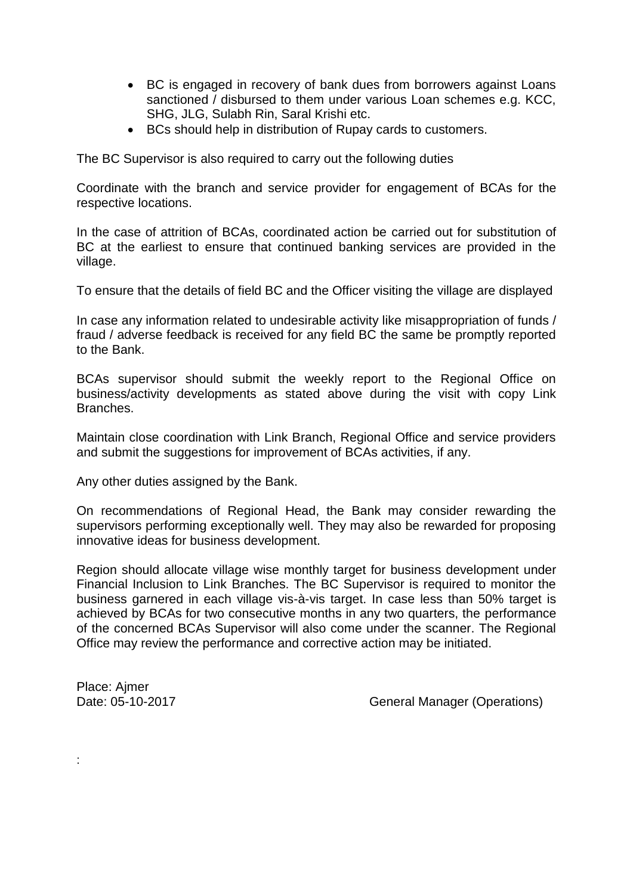- BC is engaged in recovery of bank dues from borrowers against Loans sanctioned / disbursed to them under various Loan schemes e.g. KCC, SHG, JLG, Sulabh Rin, Saral Krishi etc.
- BCs should help in distribution of Rupay cards to customers.

The BC Supervisor is also required to carry out the following duties

Coordinate with the branch and service provider for engagement of BCAs for the respective locations.

In the case of attrition of BCAs, coordinated action be carried out for substitution of BC at the earliest to ensure that continued banking services are provided in the village.

To ensure that the details of field BC and the Officer visiting the village are displayed

In case any information related to undesirable activity like misappropriation of funds / fraud / adverse feedback is received for any field BC the same be promptly reported to the Bank.

BCAs supervisor should submit the weekly report to the Regional Office on business/activity developments as stated above during the visit with copy Link Branches.

Maintain close coordination with Link Branch, Regional Office and service providers and submit the suggestions for improvement of BCAs activities, if any.

Any other duties assigned by the Bank.

On recommendations of Regional Head, the Bank may consider rewarding the supervisors performing exceptionally well. They may also be rewarded for proposing innovative ideas for business development.

Region should allocate village wise monthly target for business development under Financial Inclusion to Link Branches. The BC Supervisor is required to monitor the business garnered in each village vis-à-vis target. In case less than 50% target is achieved by BCAs for two consecutive months in any two quarters, the performance of the concerned BCAs Supervisor will also come under the scanner. The Regional Office may review the performance and corrective action may be initiated.

Place: Ajmer
Date: 05-10-2017 General Manager (Operations)

: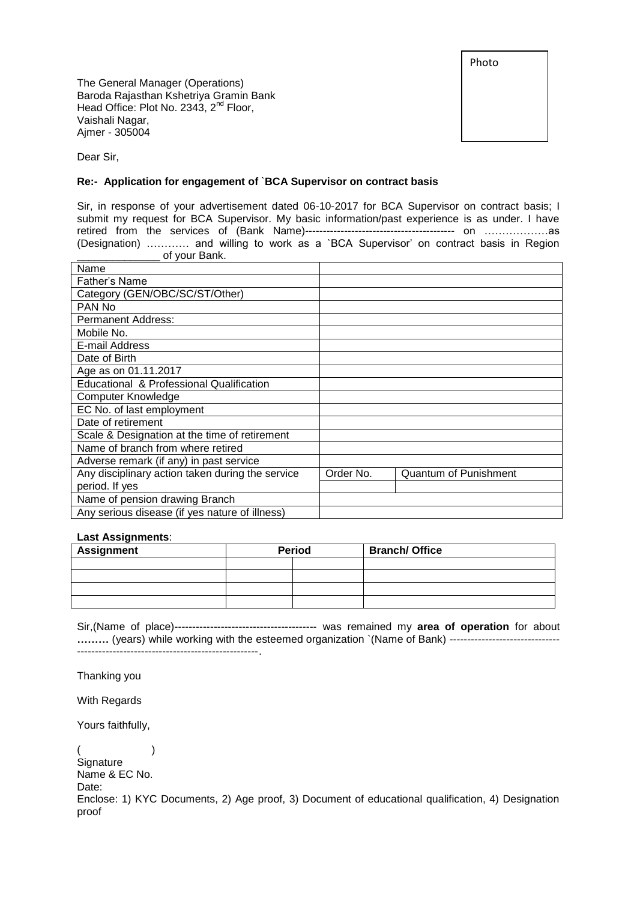Photo

The General Manager (Operations)
Baroda Rajasthan Kshetriya Gramin Bank
Head Office: Plot No. 2343, 2nd Floor,
Vaishali Nagar,
Ajmer - 305004

Dear Sir,

**Re:- Application for engagement of `BCA Supervisor on contract basis**

Sir, in response of your advertisement dated 06-10-2017 for BCA Supervisor on contract basis; I submit my request for BCA Supervisor. My basic information/past experience is as under. I have retired from the services of (Bank Name)----------------------------------------- on ………………as (Designation) ………… and willing to work as a `BCA Supervisor' on contract basis in Region ______________ of your Bank.

| | | |
|---|---|---|
| Name | | |
| Father's Name | | |
| Category (GEN/OBC/SC/ST/Other) | | |
| PAN No | | |
| Permanent Address: | | |
| Mobile No. | | |
| E-mail Address | | |
| Date of Birth | | |
| Age as on 01.11.2017 | | |
| Educational & Professional Qualification | | |
| Computer Knowledge | | |
| EC No. of last employment | | |
| Date of retirement | | |
| Scale & Designation at the time of retirement | | |
| Name of branch from where retired | | |
| Adverse remark (if any) in past service | | |
| Any disciplinary action taken during the service period. If yes | Order No. | Quantum of Punishment |
| | | |
| Name of pension drawing Branch | | |
| Any serious disease (if yes nature of illness) | | |

**Last Assignments**:

| Assignment | Period | | Branch/ Office |
|---|---|---|---|
| | | | |
| | | | |
| | | | |
| | | | |

Sir,(Name of place)--------------------------------------- was remained my **area of operation** for about **………** (years) while working with the esteemed organization `(Name of Bank) ------------------------------ ---------------------------------------------------.

Thanking you

With Regards

Yours faithfully,

( )
Signature
Name & EC No.
Date:
Enclose: 1) KYC Documents, 2) Age proof, 3) Document of educational qualification, 4) Designation proof